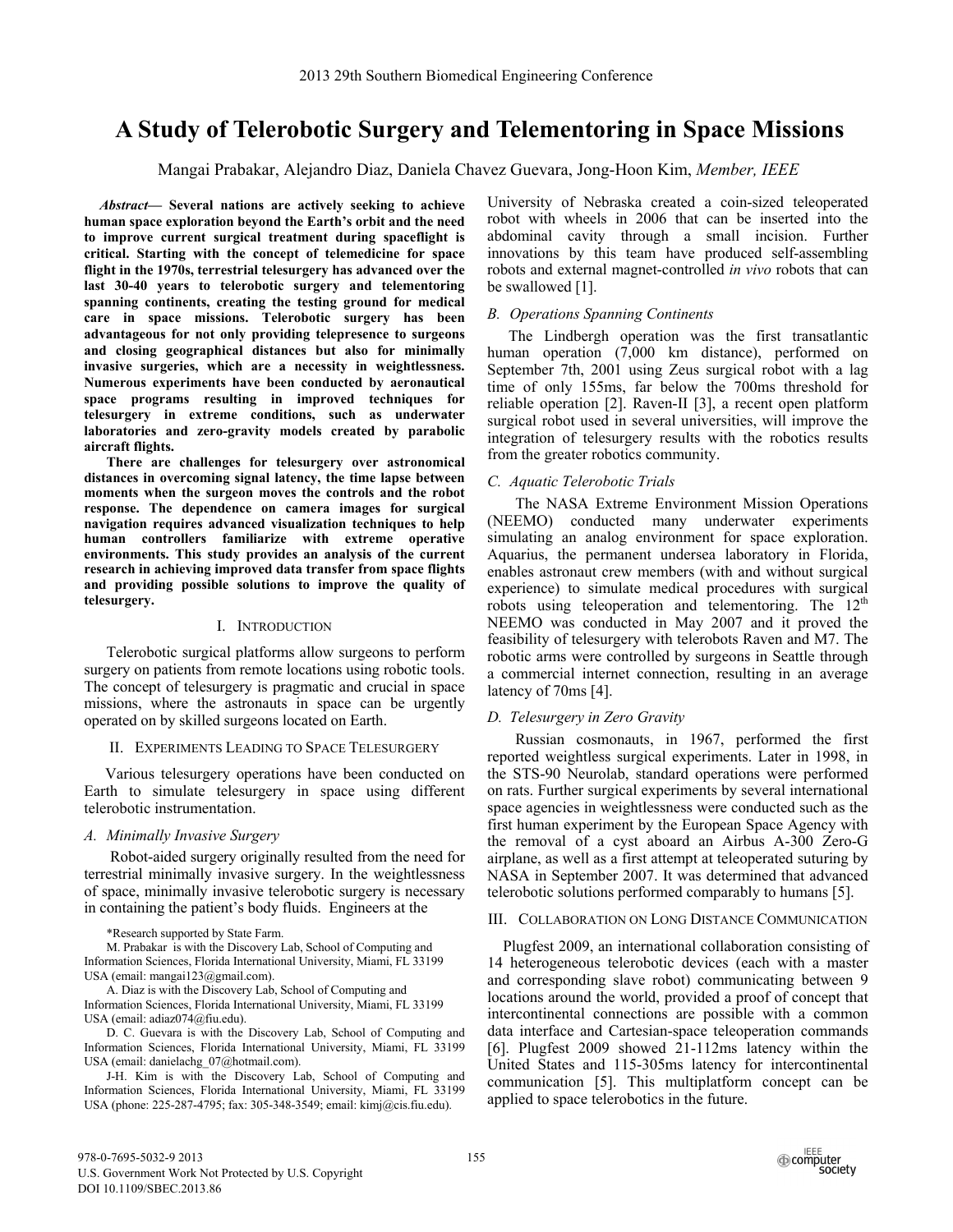# A Study of Telerobotic Surgery and Telementoring in Space Missions

Mangai Prabakar, Alejandro Diaz, Daniela Chavez Guevara, Jong-Hoon Kim, *Member, IEEE*

***Abstract*— Several nations are actively seeking to achieve human space exploration beyond the Earth's orbit and the need to improve current surgical treatment during spaceflight is critical. Starting with the concept of telemedicine for space flight in the 1970s, terrestrial telesurgery has advanced over the last 30-40 years to telerobotic surgery and telementoring spanning continents, creating the testing ground for medical care in space missions. Telerobotic surgery has been advantageous for not only providing telepresence to surgeons and closing geographical distances but also for minimally invasive surgeries, which are a necessity in weightlessness. Numerous experiments have been conducted by aeronautical space programs resulting in improved techniques for telesurgery in extreme conditions, such as underwater laboratories and zero-gravity models created by parabolic aircraft flights.**

**There are challenges for telesurgery over astronomical distances in overcoming signal latency, the time lapse between moments when the surgeon moves the controls and the robot response. The dependence on camera images for surgical navigation requires advanced visualization techniques to help human controllers familiarize with extreme operative environments. This study provides an analysis of the current research in achieving improved data transfer from space flights and providing possible solutions to improve the quality of telesurgery.**

## I. Introduction

Telerobotic surgical platforms allow surgeons to perform surgery on patients from remote locations using robotic tools. The concept of telesurgery is pragmatic and crucial in space missions, where the astronauts in space can be urgently operated on by skilled surgeons located on Earth.

## II. Experiments Leading to Space Telesurgery

Various telesurgery operations have been conducted on Earth to simulate telesurgery in space using different telerobotic instrumentation.

### *A. Minimally Invasive Surgery*

Robot-aided surgery originally resulted from the need for terrestrial minimally invasive surgery. In the weightlessness of space, minimally invasive telerobotic surgery is necessary in containing the patient's body fluids. Engineers at the University of Nebraska created a coin-sized teleoperated robot with wheels in 2006 that can be inserted into the abdominal cavity through a small incision. Further innovations by this team have produced self-assembling robots and external magnet-controlled *in vivo* robots that can be swallowed [1].

### *B. Operations Spanning Continents*

The Lindbergh operation was the first transatlantic human operation (7,000 km distance), performed on September 7th, 2001 using Zeus surgical robot with a lag time of only 155ms, far below the 700ms threshold for reliable operation [2]. Raven-II [3], a recent open platform surgical robot used in several universities, will improve the integration of telesurgery results with the robotics results from the greater robotics community.

### *C. Aquatic Telerobotic Trials*

The NASA Extreme Environment Mission Operations (NEEMO) conducted many underwater experiments simulating an analog environment for space exploration. Aquarius, the permanent undersea laboratory in Florida, enables astronaut crew members (with and without surgical experience) to simulate medical procedures with surgical robots using teleoperation and telementoring. The 12th NEEMO was conducted in May 2007 and it proved the feasibility of telesurgery with telerobots Raven and M7. The robotic arms were controlled by surgeons in Seattle through a commercial internet connection, resulting in an average latency of 70ms [4].

### *D. Telesurgery in Zero Gravity*

Russian cosmonauts, in 1967, performed the first reported weightless surgical experiments. Later in 1998, in the STS-90 Neurolab, standard operations were performed on rats. Further surgical experiments by several international space agencies in weightlessness were conducted such as the first human experiment by the European Space Agency with the removal of a cyst aboard an Airbus A-300 Zero-G airplane, as well as a first attempt at teleoperated suturing by NASA in September 2007. It was determined that advanced telerobotic solutions performed comparably to humans [5].

## III. Collaboration on Long Distance Communication

Plugfest 2009, an international collaboration consisting of 14 heterogeneous telerobotic devices (each with a master and corresponding slave robot) communicating between 9 locations around the world, provided a proof of concept that intercontinental connections are possible with a common data interface and Cartesian-space teleoperation commands [6]. Plugfest 2009 showed 21-112ms latency within the United States and 115-305ms latency for intercontinental communication [5]. This multiplatform concept can be applied to space telerobotics in the future.

---

\*Research supported by State Farm.

M. Prabakar is with the Discovery Lab, School of Computing and Information Sciences, Florida International University, Miami, FL 33199 USA (email: mangai123@gmail.com).

A. Diaz is with the Discovery Lab, School of Computing and Information Sciences, Florida International University, Miami, FL 33199 USA (email: adiaz074@fiu.edu).

D. C. Guevara is with the Discovery Lab, School of Computing and Information Sciences, Florida International University, Miami, FL 33199 USA (email: danielachg_07@hotmail.com).

J-H. Kim is with the Discovery Lab, School of Computing and Information Sciences, Florida International University, Miami, FL 33199 USA (phone: 225-287-4795; fax: 305-348-3549; email: kimj@cis.fiu.edu).

978-0-7695-5032-9 2013
U.S. Government Work Not Protected by U.S. Copyright
DOI 10.1109/SBEC.2013.86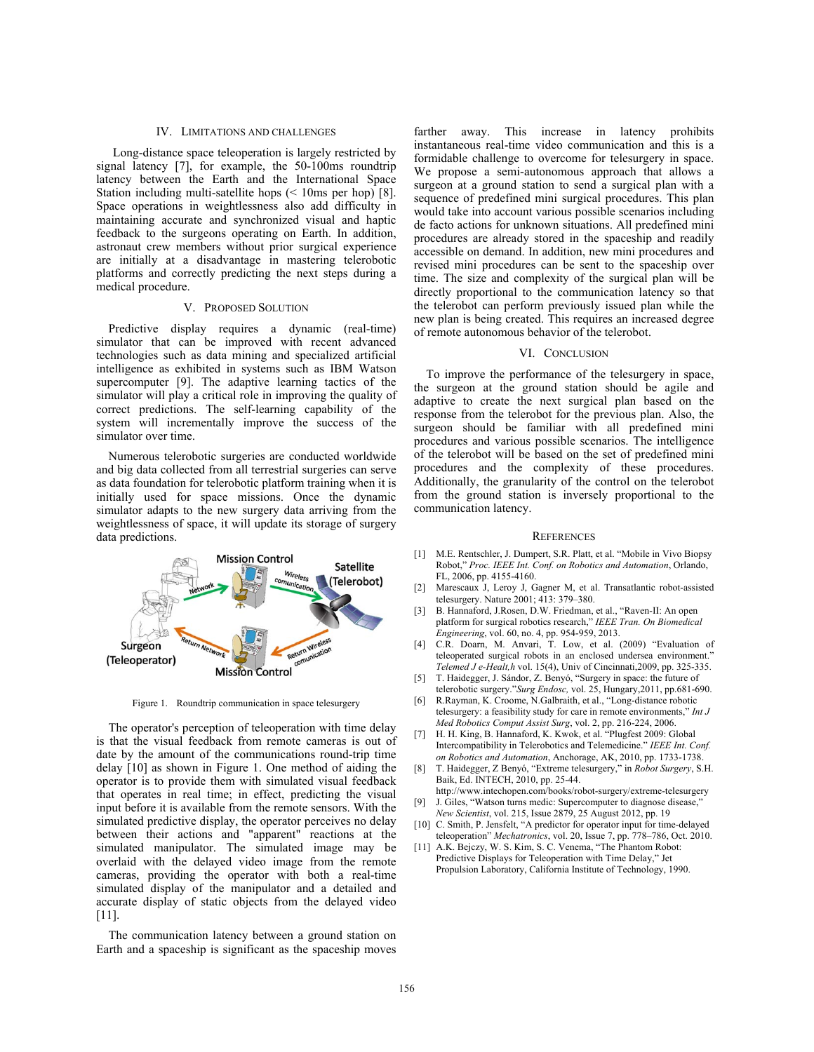## IV. Limitations and Challenges

Long-distance space teleoperation is largely restricted by signal latency [7], for example, the 50-100ms roundtrip latency between the Earth and the International Space Station including multi-satellite hops (< 10ms per hop) [8]. Space operations in weightlessness also add difficulty in maintaining accurate and synchronized visual and haptic feedback to the surgeons operating on Earth. In addition, astronaut crew members without prior surgical experience are initially at a disadvantage in mastering telerobotic platforms and correctly predicting the next steps during a medical procedure.

## V. Proposed Solution

Predictive display requires a dynamic (real-time) simulator that can be improved with recent advanced technologies such as data mining and specialized artificial intelligence as exhibited in systems such as IBM Watson supercomputer [9]. The adaptive learning tactics of the simulator will play a critical role in improving the quality of correct predictions. The self-learning capability of the system will incrementally improve the success of the simulator over time.

Numerous telerobotic surgeries are conducted worldwide and big data collected from all terrestrial surgeries can serve as data foundation for telerobotic platform training when it is initially used for space missions. Once the dynamic simulator adapts to the new surgery data arriving from the weightlessness of space, it will update its storage of surgery data predictions.

Mission Control
Network
Wireless Comunication
Satellite (Telerobot)
Surgeon (Teleoperator)
Return Network
Return Wireless comunication
Mission Control

Figure 1. Roundtrip communication in space telesurgery

The operator's perception of teleoperation with time delay is that the visual feedback from remote cameras is out of date by the amount of the communications round-trip time delay [10] as shown in Figure 1. One method of aiding the operator is to provide them with simulated visual feedback that operates in real time; in effect, predicting the visual input before it is available from the remote sensors. With the simulated predictive display, the operator perceives no delay between their actions and "apparent" reactions at the simulated manipulator. The simulated image may be overlaid with the delayed video image from the remote cameras, providing the operator with both a real-time simulated display of the manipulator and a detailed and accurate display of static objects from the delayed video [11].

The communication latency between a ground station on Earth and a spaceship is significant as the spaceship moves farther away. This increase in latency prohibits instantaneous real-time video communication and this is a formidable challenge to overcome for telesurgery in space. We propose a semi-autonomous approach that allows a surgeon at a ground station to send a surgical plan with a sequence of predefined mini surgical procedures. This plan would take into account various possible scenarios including de facto actions for unknown situations. All predefined mini procedures are already stored in the spaceship and readily accessible on demand. In addition, new mini procedures and revised mini procedures can be sent to the spaceship over time. The size and complexity of the surgical plan will be directly proportional to the communication latency so that the telerobot can perform previously issued plan while the new plan is being created. This requires an increased degree of remote autonomous behavior of the telerobot.

## VI. Conclusion

To improve the performance of the telesurgery in space, the surgeon at the ground station should be agile and adaptive to create the next surgical plan based on the response from the telerobot for the previous plan. Also, the surgeon should be familiar with all predefined mini procedures and various possible scenarios. The intelligence of the telerobot will be based on the set of predefined mini procedures and the complexity of these procedures. Additionally, the granularity of the control on the telerobot from the ground station is inversely proportional to the communication latency.

## References

[1] M.E. Rentschler, J. Dumpert, S.R. Platt, et al. "Mobile in Vivo Biopsy Robot," *Proc. IEEE Int. Conf. on Robotics and Automation*, Orlando, FL, 2006, pp. 4155-4160.

[2] Marescaux J, Leroy J, Gagner M, et al. Transatlantic robot-assisted telesurgery. Nature 2001; 413: 379–380.

[3] B. Hannaford, J.Rosen, D.W. Friedman, et al., "Raven-II: An open platform for surgical robotics research," *IEEE Tran. On Biomedical Engineering*, vol. 60, no. 4, pp. 954-959, 2013.

[4] C.R. Doarn, M. Anvari, T. Low, et al. (2009) "Evaluation of teleoperated surgical robots in an enclosed undersea environment." *Telemed J e-Healt,h* vol. 15(4), Univ of Cincinnati,2009, pp. 325-335.

[5] T. Haidegger, J. Sándor, Z. Benyó, "Surgery in space: the future of telerobotic surgery."*Surg Endosc,* vol. 25, Hungary,2011, pp.681-690.

[6] R.Rayman, K. Croome, N.Galbraith, et al., "Long-distance robotic telesurgery: a feasibility study for care in remote environments," *Int J Med Robotics Comput Assist Surg*, vol. 2, pp. 216-224, 2006.

[7] H. H. King, B. Hannaford, K. Kwok, et al. "Plugfest 2009: Global Intercompatibility in Telerobotics and Telemedicine." *IEEE Int. Conf. on Robotics and Automation*, Anchorage, AK, 2010, pp. 1733-1738.

[8] T. Haidegger, Z Benyó, "Extreme telesurgery," in *Robot Surgery*, S.H. Baik, Ed. INTECH, 2010, pp. 25-44. http://www.intechopen.com/books/robot-surgery/extreme-telesurgery

[9] J. Giles, "Watson turns medic: Supercomputer to diagnose disease," *New Scientist*, vol. 215, Issue 2879, 25 August 2012, pp. 19

[10] C. Smith, P. Jensfelt, "A predictor for operator input for time-delayed teleoperation" *Mechatronics*, vol. 20, Issue 7, pp. 778–786, Oct. 2010.

[11] A.K. Bejczy, W. S. Kim, S. C. Venema, "The Phantom Robot: Predictive Displays for Teleoperation with Time Delay," Jet Propulsion Laboratory, California Institute of Technology, 1990.